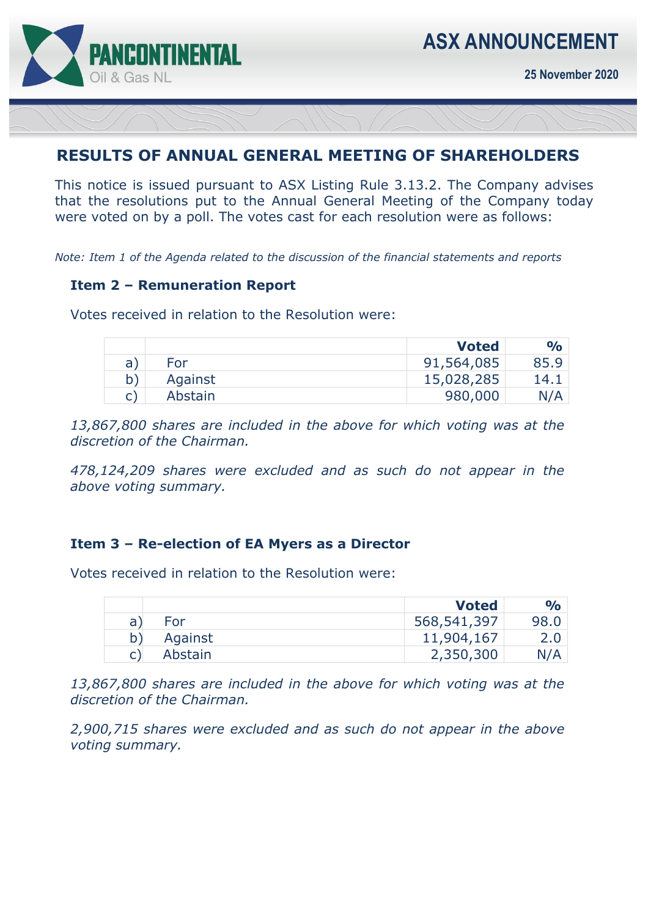PANCONTINENTAL Oil & Gas NL

# ASX ANNOUNCEMENT

**25 November 2020**

## RESULTS OF ANNUAL GENERAL MEETING OF SHAREHOLDERS

This notice is issued pursuant to ASX Listing Rule 3.13.2. The Company advises that the resolutions put to the Annual General Meeting of the Company today were voted on by a poll. The votes cast for each resolution were as follows:

*Note: Item 1 of the Agenda related to the discussion of the financial statements and reports*

### Item 2 – Remuneration Report

Votes received in relation to the Resolution were:

| | | **Voted** | **%** |
|---|---|---|---|
| a) | For | 91,564,085 | 85.9 |
| b) | Against | 15,028,285 | 14.1 |
| c) | Abstain | 980,000 | N/A |

*13,867,800 shares are included in the above for which voting was at the discretion of the Chairman.*

*478,124,209 shares were excluded and as such do not appear in the above voting summary.*

### Item 3 – Re-election of EA Myers as a Director

Votes received in relation to the Resolution were:

| | | **Voted** | **%** |
|---|---|---|---|
| a) | For | 568,541,397 | 98.0 |
| b) | Against | 11,904,167 | 2.0 |
| c) | Abstain | 2,350,300 | N/A |

*13,867,800 shares are included in the above for which voting was at the discretion of the Chairman.*

*2,900,715 shares were excluded and as such do not appear in the above voting summary.*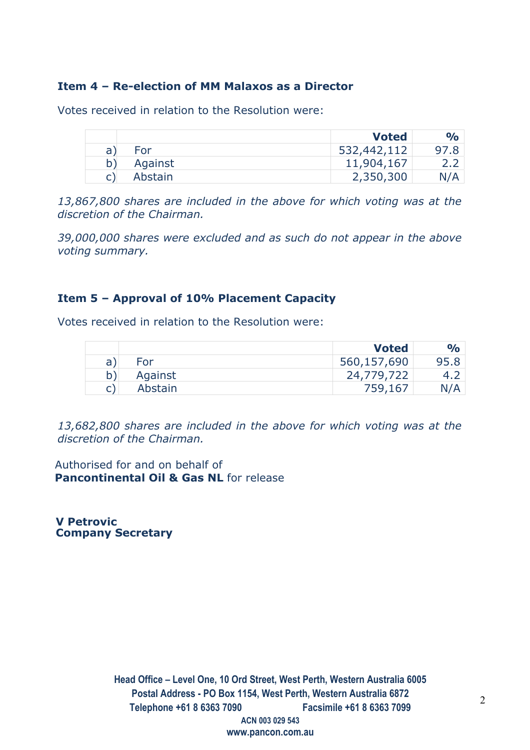### Item 4 – Re-election of MM Malaxos as a Director

Votes received in relation to the Resolution were:

| | | Voted | % |
|---|---|---|---|
| a) | For | 532,442,112 | 97.8 |
| b) | Against | 11,904,167 | 2.2 |
| c) | Abstain | 2,350,300 | N/A |

*13,867,800 shares are included in the above for which voting was at the discretion of the Chairman.*

*39,000,000 shares were excluded and as such do not appear in the above voting summary.*

### Item 5 – Approval of 10% Placement Capacity

Votes received in relation to the Resolution were:

| | | Voted | % |
|---|---|---|---|
| a) | For | 560,157,690 | 95.8 |
| b) | Against | 24,779,722 | 4.2 |
| c) | Abstain | 759,167 | N/A |

*13,682,800 shares are included in the above for which voting was at the discretion of the Chairman.*

Authorised for and on behalf of
**Pancontinental Oil & Gas NL** for release

**V Petrovic**
**Company Secretary**

**Head Office – Level One, 10 Ord Street, West Perth, Western Australia 6005**
**Postal Address - PO Box 1154, West Perth, Western Australia 6872**
**Telephone +61 8 6363 7090 Facsimile +61 8 6363 7099**
**ACN 003 029 543**
**www.pancon.com.au**